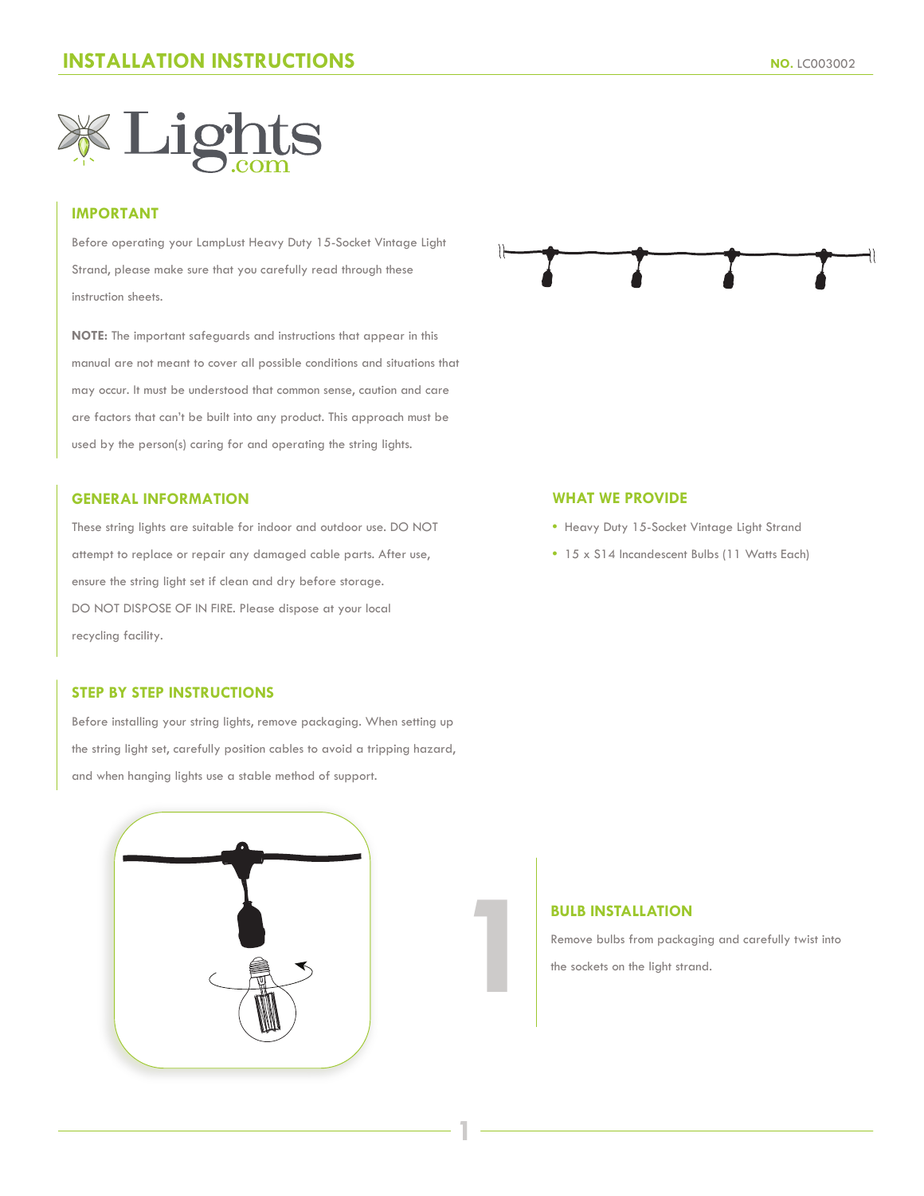## INSTALLATION INSTRUCTIONS

NO. LC003002

Lights.com

### IMPORTANT

Before operating your LampLust Heavy Duty 15-Socket Vintage Light Strand, please make sure that you carefully read through these instruction sheets.

**NOTE:** The important safeguards and instructions that appear in this manual are not meant to cover all possible conditions and situations that may occur. It must be understood that common sense, caution and care are factors that can't be built into any product. This approach must be used by the person(s) caring for and operating the string lights.

### GENERAL INFORMATION

These string lights are suitable for indoor and outdoor use. DO NOT attempt to replace or repair any damaged cable parts. After use, ensure the string light set if clean and dry before storage.
DO NOT DISPOSE OF IN FIRE. Please dispose at your local recycling facility.

### WHAT WE PROVIDE

- Heavy Duty 15-Socket Vintage Light Strand
- 15 x S14 Incandescent Bulbs (11 Watts Each)

### STEP BY STEP INSTRUCTIONS

Before installing your string lights, remove packaging. When setting up the string light set, carefully position cables to avoid a tripping hazard, and when hanging lights use a stable method of support.

### 1 BULB INSTALLATION

Remove bulbs from packaging and carefully twist into the sockets on the light strand.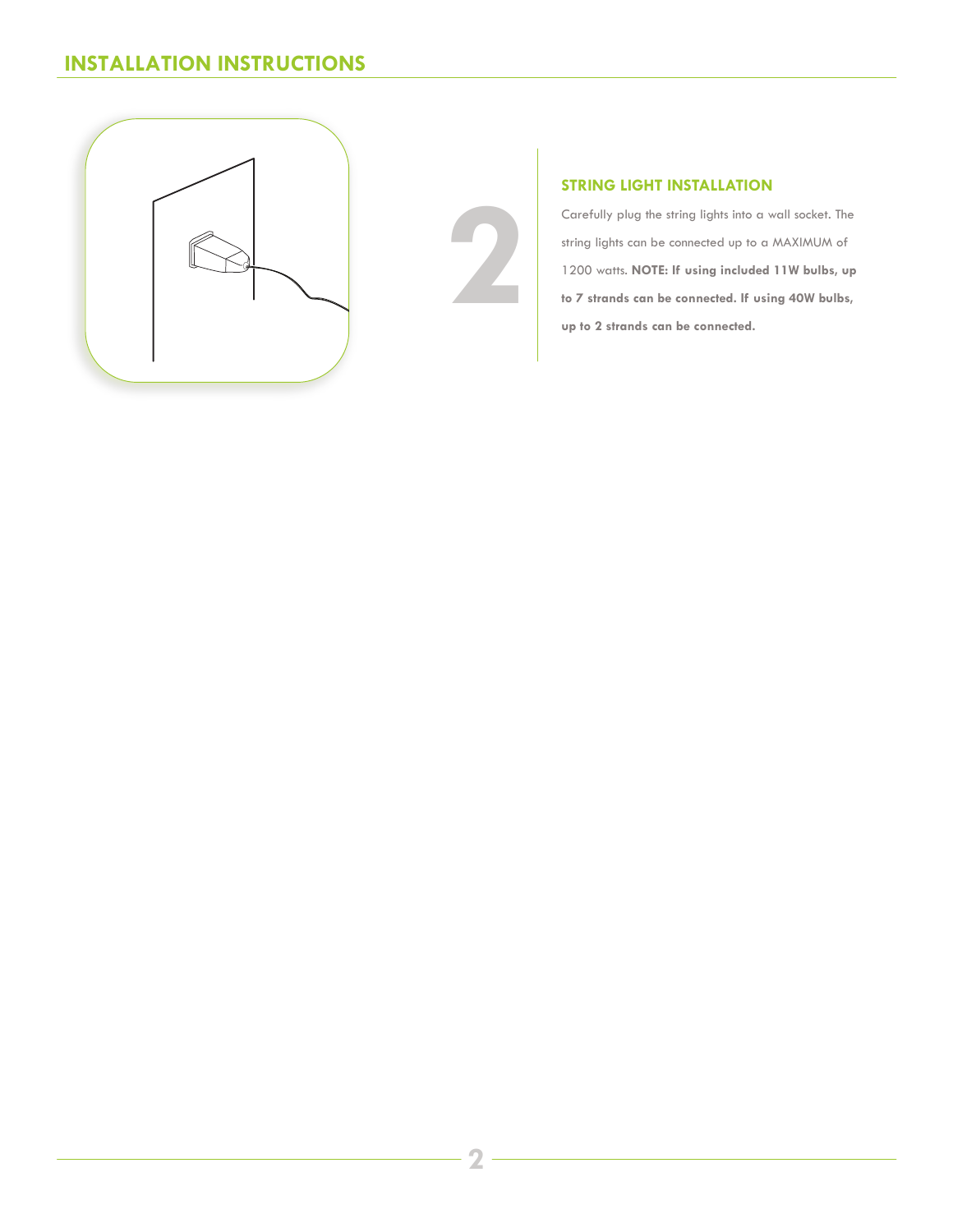# INSTALLATION INSTRUCTIONS

2

## STRING LIGHT INSTALLATION

Carefully plug the string lights into a wall socket. The string lights can be connected up to a MAXIMUM of 1200 watts. **NOTE: If using included 11W bulbs, up to 7 strands can be connected. If using 40W bulbs, up to 2 strands can be connected.**